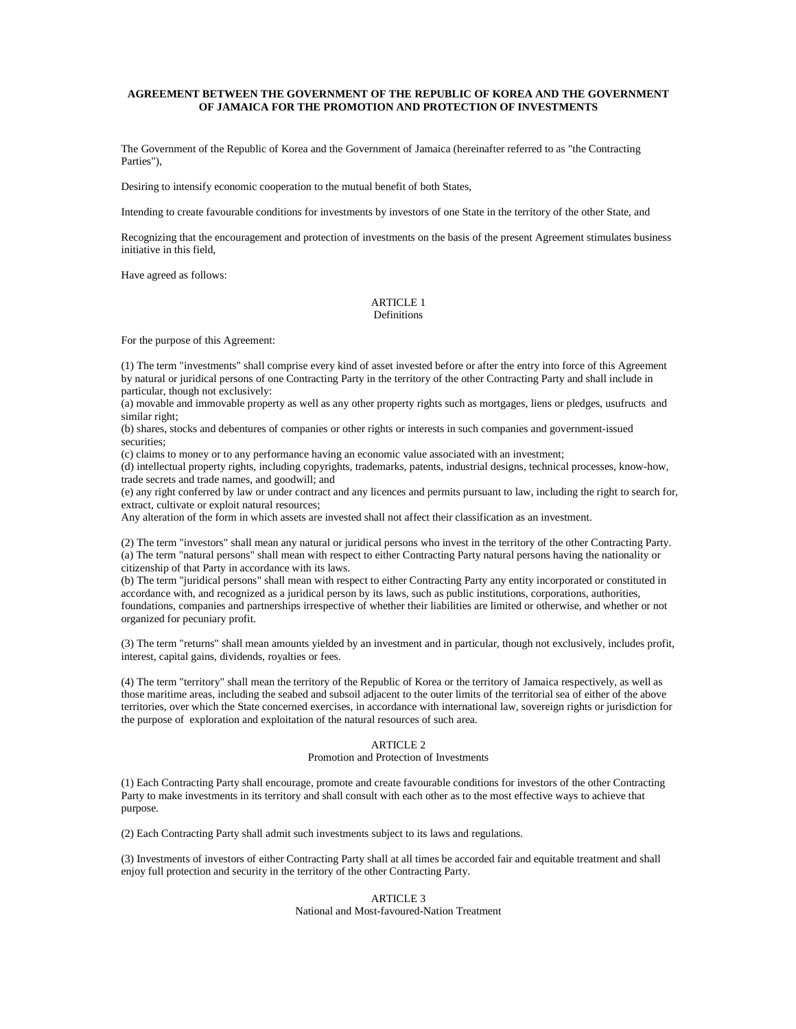**AGREEMENT BETWEEN THE GOVERNMENT OF THE REPUBLIC OF KOREA AND THE GOVERNMENT OF JAMAICA FOR THE PROMOTION AND PROTECTION OF INVESTMENTS**

The Government of the Republic of Korea and the Government of Jamaica (hereinafter referred to as "the Contracting Parties"),

Desiring to intensify economic cooperation to the mutual benefit of both States,

Intending to create favourable conditions for investments by investors of one State in the territory of the other State, and

Recognizing that the encouragement and protection of investments on the basis of the present Agreement stimulates business initiative in this field,

Have agreed as follows:

ARTICLE 1
Definitions

For the purpose of this Agreement:

(1) The term "investments" shall comprise every kind of asset invested before or after the entry into force of this Agreement by natural or juridical persons of one Contracting Party in the territory of the other Contracting Party and shall include in particular, though not exclusively:
(a) movable and immovable property as well as any other property rights such as mortgages, liens or pledges, usufructs and similar right;
(b) shares, stocks and debentures of companies or other rights or interests in such companies and government-issued securities;
(c) claims to money or to any performance having an economic value associated with an investment;
(d) intellectual property rights, including copyrights, trademarks, patents, industrial designs, technical processes, know-how, trade secrets and trade names, and goodwill; and
(e) any right conferred by law or under contract and any licences and permits pursuant to law, including the right to search for, extract, cultivate or exploit natural resources;
Any alteration of the form in which assets are invested shall not affect their classification as an investment.

(2) The term "investors" shall mean any natural or juridical persons who invest in the territory of the other Contracting Party.
(a) The term "natural persons" shall mean with respect to either Contracting Party natural persons having the nationality or citizenship of that Party in accordance with its laws.
(b) The term "juridical persons" shall mean with respect to either Contracting Party any entity incorporated or constituted in accordance with, and recognized as a juridical person by its laws, such as public institutions, corporations, authorities, foundations, companies and partnerships irrespective of whether their liabilities are limited or otherwise, and whether or not organized for pecuniary profit.

(3) The term "returns" shall mean amounts yielded by an investment and in particular, though not exclusively, includes profit, interest, capital gains, dividends, royalties or fees.

(4) The term "territory" shall mean the territory of the Republic of Korea or the territory of Jamaica respectively, as well as those maritime areas, including the seabed and subsoil adjacent to the outer limits of the territorial sea of either of the above territories, over which the State concerned exercises, in accordance with international law, sovereign rights or jurisdiction for the purpose of exploration and exploitation of the natural resources of such area.

ARTICLE 2
Promotion and Protection of Investments

(1) Each Contracting Party shall encourage, promote and create favourable conditions for investors of the other Contracting Party to make investments in its territory and shall consult with each other as to the most effective ways to achieve that purpose.

(2) Each Contracting Party shall admit such investments subject to its laws and regulations.

(3) Investments of investors of either Contracting Party shall at all times be accorded fair and equitable treatment and shall enjoy full protection and security in the territory of the other Contracting Party.

ARTICLE 3
National and Most-favoured-Nation Treatment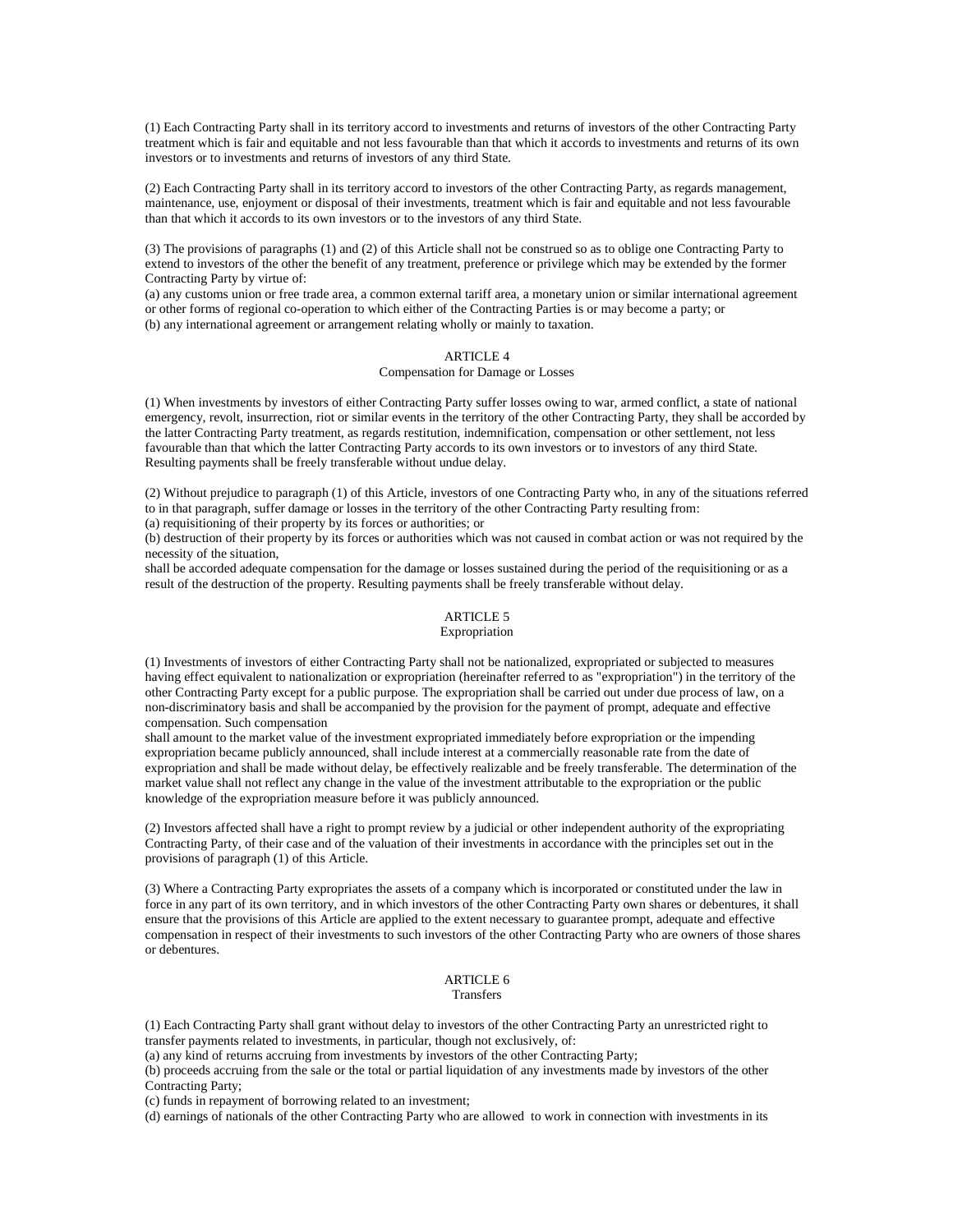(1) Each Contracting Party shall in its territory accord to investments and returns of investors of the other Contracting Party treatment which is fair and equitable and not less favourable than that which it accords to investments and returns of its own investors or to investments and returns of investors of any third State.

(2) Each Contracting Party shall in its territory accord to investors of the other Contracting Party, as regards management, maintenance, use, enjoyment or disposal of their investments, treatment which is fair and equitable and not less favourable than that which it accords to its own investors or to the investors of any third State.

(3) The provisions of paragraphs (1) and (2) of this Article shall not be construed so as to oblige one Contracting Party to extend to investors of the other the benefit of any treatment, preference or privilege which may be extended by the former Contracting Party by virtue of:
(a) any customs union or free trade area, a common external tariff area, a monetary union or similar international agreement or other forms of regional co-operation to which either of the Contracting Parties is or may become a party; or
(b) any international agreement or arrangement relating wholly or mainly to taxation.

## ARTICLE 4
### Compensation for Damage or Losses

(1) When investments by investors of either Contracting Party suffer losses owing to war, armed conflict, a state of national emergency, revolt, insurrection, riot or similar events in the territory of the other Contracting Party, they shall be accorded by the latter Contracting Party treatment, as regards restitution, indemnification, compensation or other settlement, not less favourable than that which the latter Contracting Party accords to its own investors or to investors of any third State. Resulting payments shall be freely transferable without undue delay.

(2) Without prejudice to paragraph (1) of this Article, investors of one Contracting Party who, in any of the situations referred to in that paragraph, suffer damage or losses in the territory of the other Contracting Party resulting from:
(a) requisitioning of their property by its forces or authorities; or
(b) destruction of their property by its forces or authorities which was not caused in combat action or was not required by the necessity of the situation,
shall be accorded adequate compensation for the damage or losses sustained during the period of the requisitioning or as a result of the destruction of the property. Resulting payments shall be freely transferable without delay.

## ARTICLE 5
### Expropriation

(1) Investments of investors of either Contracting Party shall not be nationalized, expropriated or subjected to measures having effect equivalent to nationalization or expropriation (hereinafter referred to as "expropriation") in the territory of the other Contracting Party except for a public purpose. The expropriation shall be carried out under due process of law, on a non-discriminatory basis and shall be accompanied by the provision for the payment of prompt, adequate and effective compensation. Such compensation
shall amount to the market value of the investment expropriated immediately before expropriation or the impending expropriation became publicly announced, shall include interest at a commercially reasonable rate from the date of expropriation and shall be made without delay, be effectively realizable and be freely transferable. The determination of the market value shall not reflect any change in the value of the investment attributable to the expropriation or the public knowledge of the expropriation measure before it was publicly announced.

(2) Investors affected shall have a right to prompt review by a judicial or other independent authority of the expropriating Contracting Party, of their case and of the valuation of their investments in accordance with the principles set out in the provisions of paragraph (1) of this Article.

(3) Where a Contracting Party expropriates the assets of a company which is incorporated or constituted under the law in force in any part of its own territory, and in which investors of the other Contracting Party own shares or debentures, it shall ensure that the provisions of this Article are applied to the extent necessary to guarantee prompt, adequate and effective compensation in respect of their investments to such investors of the other Contracting Party who are owners of those shares or debentures.

## ARTICLE 6
### Transfers

(1) Each Contracting Party shall grant without delay to investors of the other Contracting Party an unrestricted right to transfer payments related to investments, in particular, though not exclusively, of:
(a) any kind of returns accruing from investments by investors of the other Contracting Party;
(b) proceeds accruing from the sale or the total or partial liquidation of any investments made by investors of the other Contracting Party;
(c) funds in repayment of borrowing related to an investment;
(d) earnings of nationals of the other Contracting Party who are allowed to work in connection with investments in its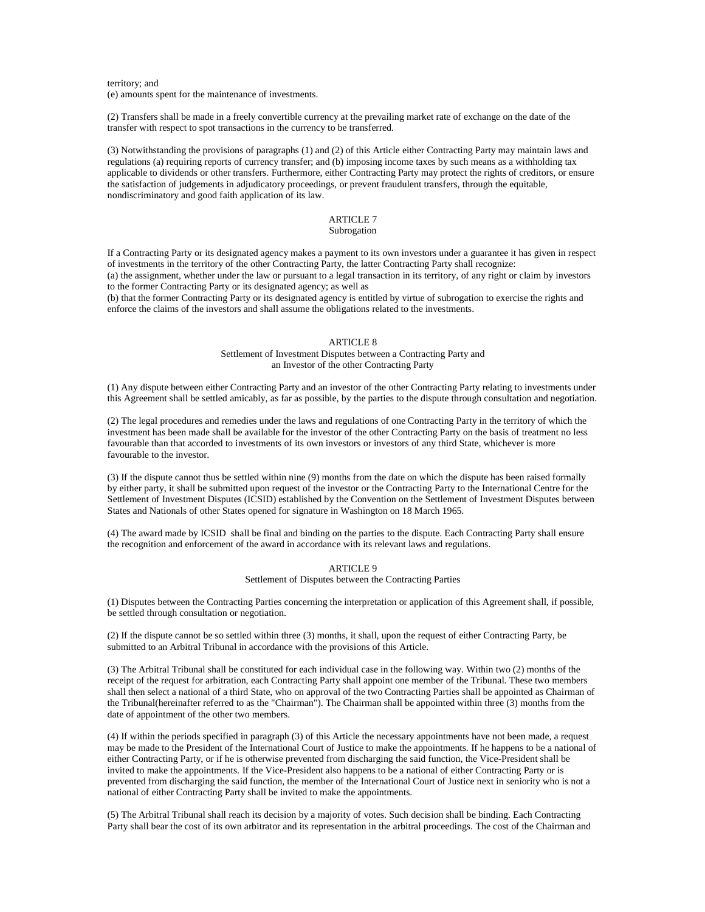territory; and
(e) amounts spent for the maintenance of investments.

(2) Transfers shall be made in a freely convertible currency at the prevailing market rate of exchange on the date of the transfer with respect to spot transactions in the currency to be transferred.

(3) Notwithstanding the provisions of paragraphs (1) and (2) of this Article either Contracting Party may maintain laws and regulations (a) requiring reports of currency transfer; and (b) imposing income taxes by such means as a withholding tax applicable to dividends or other transfers. Furthermore, either Contracting Party may protect the rights of creditors, or ensure the satisfaction of judgements in adjudicatory proceedings, or prevent fraudulent transfers, through the equitable, nondiscriminatory and good faith application of its law.

## ARTICLE 7
### Subrogation

If a Contracting Party or its designated agency makes a payment to its own investors under a guarantee it has given in respect of investments in the territory of the other Contracting Party, the latter Contracting Party shall recognize:
(a) the assignment, whether under the law or pursuant to a legal transaction in its territory, of any right or claim by investors to the former Contracting Party or its designated agency; as well as
(b) that the former Contracting Party or its designated agency is entitled by virtue of subrogation to exercise the rights and enforce the claims of the investors and shall assume the obligations related to the investments.

## ARTICLE 8
### Settlement of Investment Disputes between a Contracting Party and an Investor of the other Contracting Party

(1) Any dispute between either Contracting Party and an investor of the other Contracting Party relating to investments under this Agreement shall be settled amicably, as far as possible, by the parties to the dispute through consultation and negotiation.

(2) The legal procedures and remedies under the laws and regulations of one Contracting Party in the territory of which the investment has been made shall be available for the investor of the other Contracting Party on the basis of treatment no less favourable than that accorded to investments of its own investors or investors of any third State, whichever is more favourable to the investor.

(3) If the dispute cannot thus be settled within nine (9) months from the date on which the dispute has been raised formally by either party, it shall be submitted upon request of the investor or the Contracting Party to the International Centre for the Settlement of Investment Disputes (ICSID) established by the Convention on the Settlement of Investment Disputes between States and Nationals of other States opened for signature in Washington on 18 March 1965.

(4) The award made by ICSID shall be final and binding on the parties to the dispute. Each Contracting Party shall ensure the recognition and enforcement of the award in accordance with its relevant laws and regulations.

## ARTICLE 9
### Settlement of Disputes between the Contracting Parties

(1) Disputes between the Contracting Parties concerning the interpretation or application of this Agreement shall, if possible, be settled through consultation or negotiation.

(2) If the dispute cannot be so settled within three (3) months, it shall, upon the request of either Contracting Party, be submitted to an Arbitral Tribunal in accordance with the provisions of this Article.

(3) The Arbitral Tribunal shall be constituted for each individual case in the following way. Within two (2) months of the receipt of the request for arbitration, each Contracting Party shall appoint one member of the Tribunal. These two members shall then select a national of a third State, who on approval of the two Contracting Parties shall be appointed as Chairman of the Tribunal(hereinafter referred to as the "Chairman"). The Chairman shall be appointed within three (3) months from the date of appointment of the other two members.

(4) If within the periods specified in paragraph (3) of this Article the necessary appointments have not been made, a request may be made to the President of the International Court of Justice to make the appointments. If he happens to be a national of either Contracting Party, or if he is otherwise prevented from discharging the said function, the Vice-President shall be invited to make the appointments. If the Vice-President also happens to be a national of either Contracting Party or is prevented from discharging the said function, the member of the International Court of Justice next in seniority who is not a national of either Contracting Party shall be invited to make the appointments.

(5) The Arbitral Tribunal shall reach its decision by a majority of votes. Such decision shall be binding. Each Contracting Party shall bear the cost of its own arbitrator and its representation in the arbitral proceedings. The cost of the Chairman and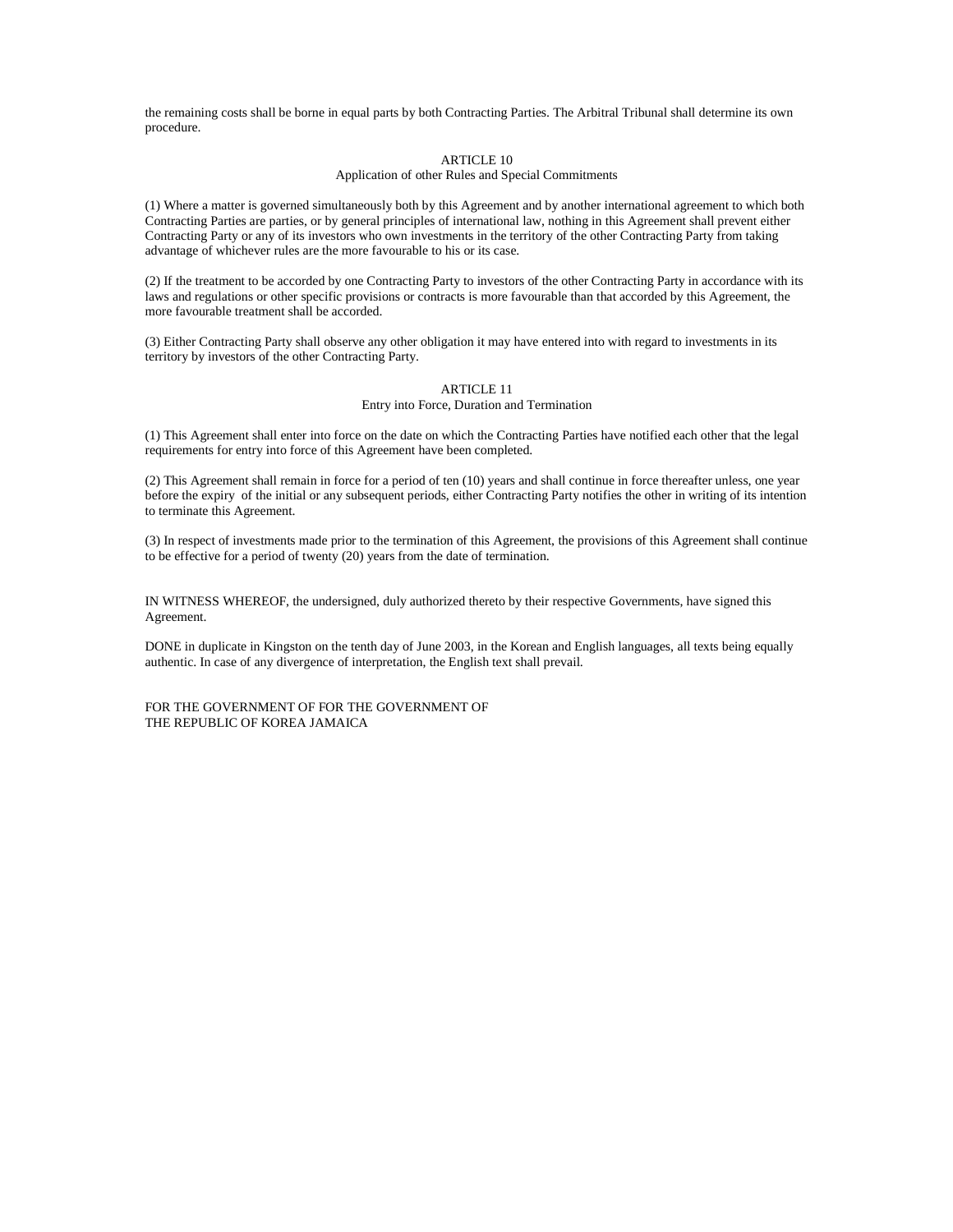the remaining costs shall be borne in equal parts by both Contracting Parties. The Arbitral Tribunal shall determine its own procedure.

## ARTICLE 10
### Application of other Rules and Special Commitments

(1) Where a matter is governed simultaneously both by this Agreement and by another international agreement to which both Contracting Parties are parties, or by general principles of international law, nothing in this Agreement shall prevent either Contracting Party or any of its investors who own investments in the territory of the other Contracting Party from taking advantage of whichever rules are the more favourable to his or its case.

(2) If the treatment to be accorded by one Contracting Party to investors of the other Contracting Party in accordance with its laws and regulations or other specific provisions or contracts is more favourable than that accorded by this Agreement, the more favourable treatment shall be accorded.

(3) Either Contracting Party shall observe any other obligation it may have entered into with regard to investments in its territory by investors of the other Contracting Party.

## ARTICLE 11
### Entry into Force, Duration and Termination

(1) This Agreement shall enter into force on the date on which the Contracting Parties have notified each other that the legal requirements for entry into force of this Agreement have been completed.

(2) This Agreement shall remain in force for a period of ten (10) years and shall continue in force thereafter unless, one year before the expiry of the initial or any subsequent periods, either Contracting Party notifies the other in writing of its intention to terminate this Agreement.

(3) In respect of investments made prior to the termination of this Agreement, the provisions of this Agreement shall continue to be effective for a period of twenty (20) years from the date of termination.

IN WITNESS WHEREOF, the undersigned, duly authorized thereto by their respective Governments, have signed this Agreement.

DONE in duplicate in Kingston on the tenth day of June 2003, in the Korean and English languages, all texts being equally authentic. In case of any divergence of interpretation, the English text shall prevail.

FOR THE GOVERNMENT OF FOR THE GOVERNMENT OF
THE REPUBLIC OF KOREA JAMAICA